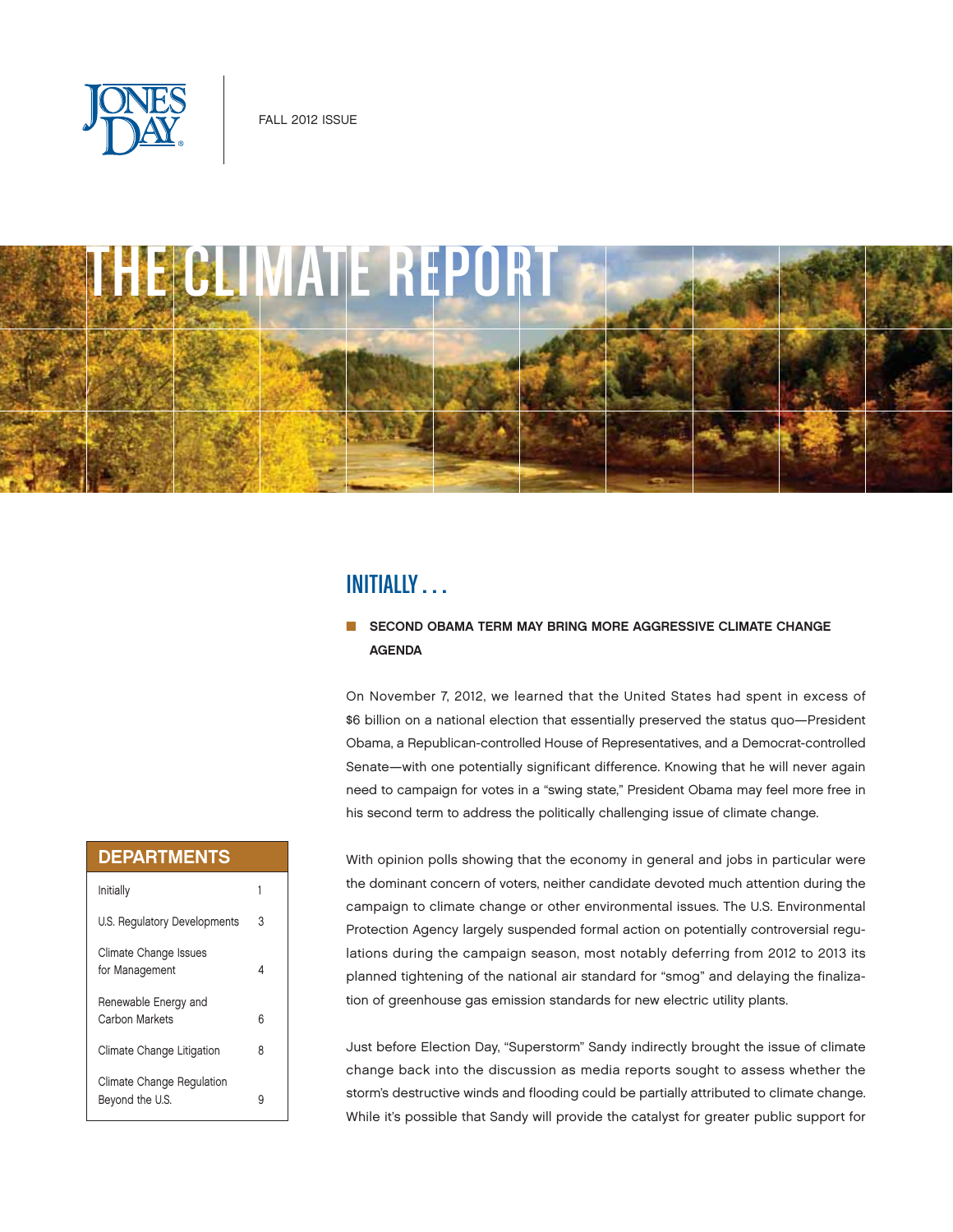FALL 2012 ISSUE

# THE CLIMATE REPORT

## INITIALLY . . .

### SECOND OBAMA TERM MAY BRING MORE AGGRESSIVE CLIMATE CHANGE AGENDA

On November 7, 2012, we learned that the United States had spent in excess of $6 billion on a national election that essentially preserved the status quo—President Obama, a Republican-controlled House of Representatives, and a Democrat-controlled Senate—with one potentially significant difference. Knowing that he will never again need to campaign for votes in a "swing state," President Obama may feel more free in his second term to address the politically challenging issue of climate change.

With opinion polls showing that the economy in general and jobs in particular were the dominant concern of voters, neither candidate devoted much attention during the campaign to climate change or other environmental issues. The U.S. Environmental Protection Agency largely suspended formal action on potentially controversial regulations during the campaign season, most notably deferring from 2012 to 2013 its planned tightening of the national air standard for "smog" and delaying the finalization of greenhouse gas emission standards for new electric utility plants.

Just before Election Day, "Superstorm" Sandy indirectly brought the issue of climate change back into the discussion as media reports sought to assess whether the storm's destructive winds and flooding could be partially attributed to climate change. While it's possible that Sandy will provide the catalyst for greater public support for

| DEPARTMENTS | |
|---|---|
| Initially | 1 |
| U.S. Regulatory Developments | 3 |
| Climate Change Issues for Management | 4 |
| Renewable Energy and Carbon Markets | 6 |
| Climate Change Litigation | 8 |
| Climate Change Regulation Beyond the U.S. | 9 |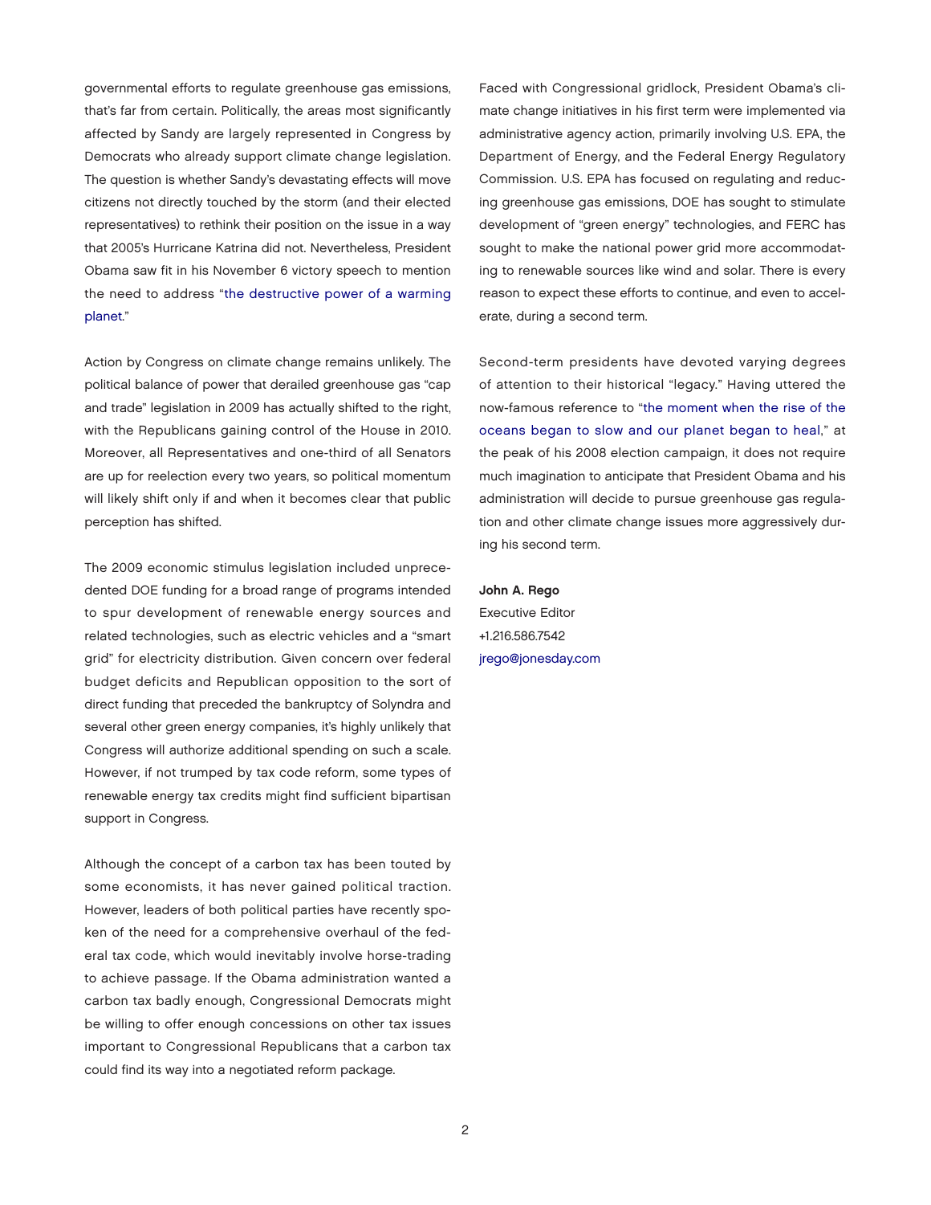governmental efforts to regulate greenhouse gas emissions, that's far from certain. Politically, the areas most significantly affected by Sandy are largely represented in Congress by Democrats who already support climate change legislation. The question is whether Sandy's devastating effects will move citizens not directly touched by the storm (and their elected representatives) to rethink their position on the issue in a way that 2005's Hurricane Katrina did not. Nevertheless, President Obama saw fit in his November 6 victory speech to mention the need to address "the destructive power of a warming planet."

Action by Congress on climate change remains unlikely. The political balance of power that derailed greenhouse gas "cap and trade" legislation in 2009 has actually shifted to the right, with the Republicans gaining control of the House in 2010. Moreover, all Representatives and one-third of all Senators are up for reelection every two years, so political momentum will likely shift only if and when it becomes clear that public perception has shifted.

The 2009 economic stimulus legislation included unprecedented DOE funding for a broad range of programs intended to spur development of renewable energy sources and related technologies, such as electric vehicles and a "smart grid" for electricity distribution. Given concern over federal budget deficits and Republican opposition to the sort of direct funding that preceded the bankruptcy of Solyndra and several other green energy companies, it's highly unlikely that Congress will authorize additional spending on such a scale. However, if not trumped by tax code reform, some types of renewable energy tax credits might find sufficient bipartisan support in Congress.

Although the concept of a carbon tax has been touted by some economists, it has never gained political traction. However, leaders of both political parties have recently spoken of the need for a comprehensive overhaul of the federal tax code, which would inevitably involve horse-trading to achieve passage. If the Obama administration wanted a carbon tax badly enough, Congressional Democrats might be willing to offer enough concessions on other tax issues important to Congressional Republicans that a carbon tax could find its way into a negotiated reform package.

Faced with Congressional gridlock, President Obama's climate change initiatives in his first term were implemented via administrative agency action, primarily involving U.S. EPA, the Department of Energy, and the Federal Energy Regulatory Commission. U.S. EPA has focused on regulating and reducing greenhouse gas emissions, DOE has sought to stimulate development of "green energy" technologies, and FERC has sought to make the national power grid more accommodating to renewable sources like wind and solar. There is every reason to expect these efforts to continue, and even to accelerate, during a second term.

Second-term presidents have devoted varying degrees of attention to their historical "legacy." Having uttered the now-famous reference to "the moment when the rise of the oceans began to slow and our planet began to heal," at the peak of his 2008 election campaign, it does not require much imagination to anticipate that President Obama and his administration will decide to pursue greenhouse gas regulation and other climate change issues more aggressively during his second term.

**John A. Rego**
Executive Editor
+1.216.586.7542
jrego@jonesday.com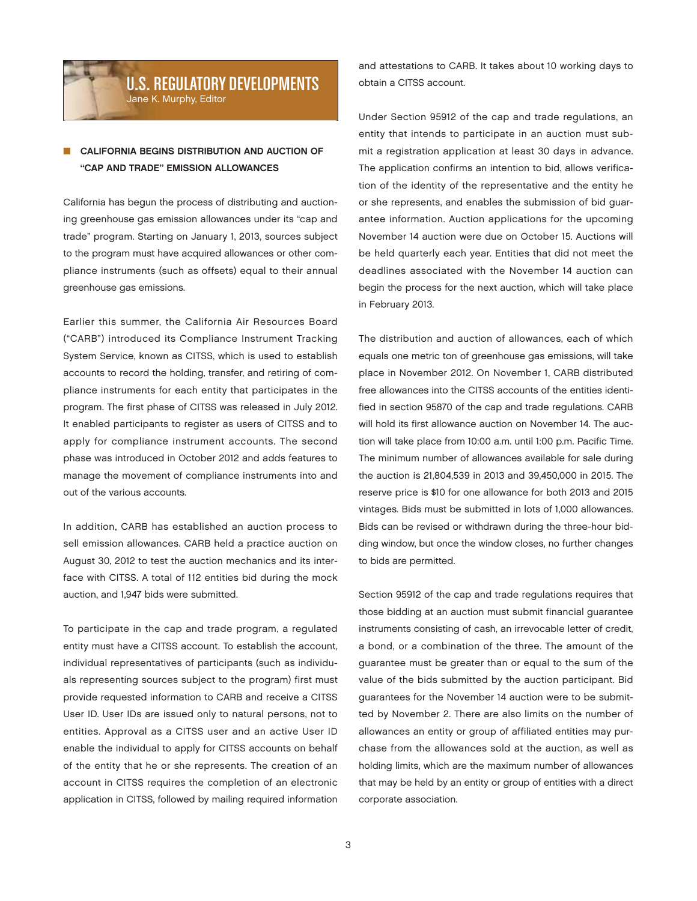# U.S. REGULATORY DEVELOPMENTS

Jane K. Murphy, Editor

## CALIFORNIA BEGINS DISTRIBUTION AND AUCTION OF "CAP AND TRADE" EMISSION ALLOWANCES

California has begun the process of distributing and auctioning greenhouse gas emission allowances under its "cap and trade" program. Starting on January 1, 2013, sources subject to the program must have acquired allowances or other compliance instruments (such as offsets) equal to their annual greenhouse gas emissions.

Earlier this summer, the California Air Resources Board ("CARB") introduced its Compliance Instrument Tracking System Service, known as CITSS, which is used to establish accounts to record the holding, transfer, and retiring of compliance instruments for each entity that participates in the program. The first phase of CITSS was released in July 2012. It enabled participants to register as users of CITSS and to apply for compliance instrument accounts. The second phase was introduced in October 2012 and adds features to manage the movement of compliance instruments into and out of the various accounts.

In addition, CARB has established an auction process to sell emission allowances. CARB held a practice auction on August 30, 2012 to test the auction mechanics and its interface with CITSS. A total of 112 entities bid during the mock auction, and 1,947 bids were submitted.

To participate in the cap and trade program, a regulated entity must have a CITSS account. To establish the account, individual representatives of participants (such as individuals representing sources subject to the program) first must provide requested information to CARB and receive a CITSS User ID. User IDs are issued only to natural persons, not to entities. Approval as a CITSS user and an active User ID enable the individual to apply for CITSS accounts on behalf of the entity that he or she represents. The creation of an account in CITSS requires the completion of an electronic application in CITSS, followed by mailing required information and attestations to CARB. It takes about 10 working days to obtain a CITSS account.

Under Section 95912 of the cap and trade regulations, an entity that intends to participate in an auction must submit a registration application at least 30 days in advance. The application confirms an intention to bid, allows verification of the identity of the representative and the entity he or she represents, and enables the submission of bid guarantee information. Auction applications for the upcoming November 14 auction were due on October 15. Auctions will be held quarterly each year. Entities that did not meet the deadlines associated with the November 14 auction can begin the process for the next auction, which will take place in February 2013.

The distribution and auction of allowances, each of which equals one metric ton of greenhouse gas emissions, will take place in November 2012. On November 1, CARB distributed free allowances into the CITSS accounts of the entities identified in section 95870 of the cap and trade regulations. CARB will hold its first allowance auction on November 14. The auction will take place from 10:00 a.m. until 1:00 p.m. Pacific Time. The minimum number of allowances available for sale during the auction is 21,804,539 in 2013 and 39,450,000 in 2015. The reserve price is $10 for one allowance for both 2013 and 2015 vintages. Bids must be submitted in lots of 1,000 allowances. Bids can be revised or withdrawn during the three-hour bidding window, but once the window closes, no further changes to bids are permitted.

Section 95912 of the cap and trade regulations requires that those bidding at an auction must submit financial guarantee instruments consisting of cash, an irrevocable letter of credit, a bond, or a combination of the three. The amount of the guarantee must be greater than or equal to the sum of the value of the bids submitted by the auction participant. Bid guarantees for the November 14 auction were to be submitted by November 2. There are also limits on the number of allowances an entity or group of affiliated entities may purchase from the allowances sold at the auction, as well as holding limits, which are the maximum number of allowances that may be held by an entity or group of entities with a direct corporate association.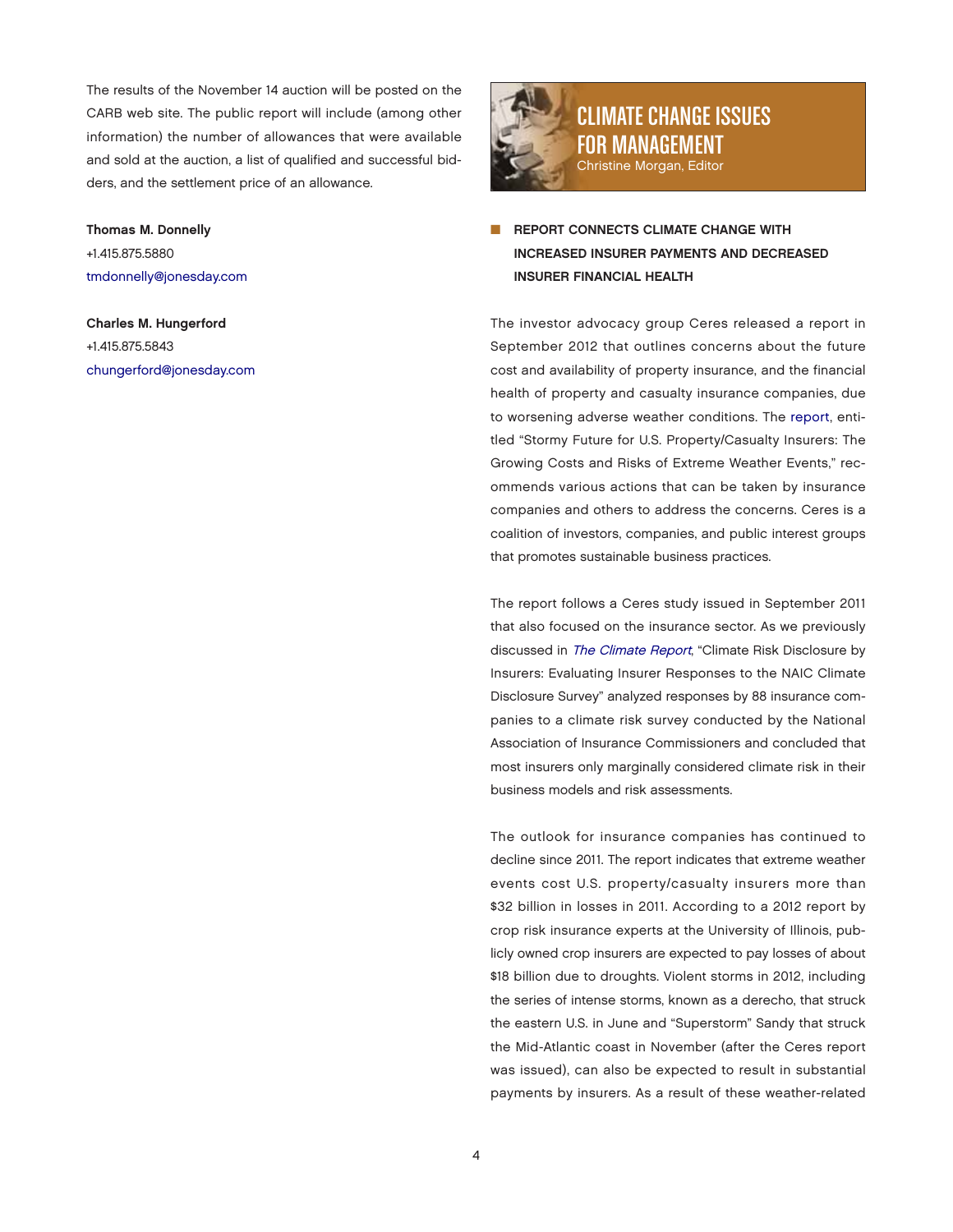The results of the November 14 auction will be posted on the CARB web site. The public report will include (among other information) the number of allowances that were available and sold at the auction, a list of qualified and successful bidders, and the settlement price of an allowance.

**Thomas M. Donnelly**
+1.415.875.5880
tmdonnelly@jonesday.com

**Charles M. Hungerford**
+1.415.875.5843
chungerford@jonesday.com

# CLIMATE CHANGE ISSUES FOR MANAGEMENT

Christine Morgan, Editor

## REPORT CONNECTS CLIMATE CHANGE WITH INCREASED INSURER PAYMENTS AND DECREASED INSURER FINANCIAL HEALTH

The investor advocacy group Ceres released a report in September 2012 that outlines concerns about the future cost and availability of property insurance, and the financial health of property and casualty insurance companies, due to worsening adverse weather conditions. The report, entitled "Stormy Future for U.S. Property/Casualty Insurers: The Growing Costs and Risks of Extreme Weather Events," recommends various actions that can be taken by insurance companies and others to address the concerns. Ceres is a coalition of investors, companies, and public interest groups that promotes sustainable business practices.

The report follows a Ceres study issued in September 2011 that also focused on the insurance sector. As we previously discussed in *The Climate Report*, "Climate Risk Disclosure by Insurers: Evaluating Insurer Responses to the NAIC Climate Disclosure Survey" analyzed responses by 88 insurance companies to a climate risk survey conducted by the National Association of Insurance Commissioners and concluded that most insurers only marginally considered climate risk in their business models and risk assessments.

The outlook for insurance companies has continued to decline since 2011. The report indicates that extreme weather events cost U.S. property/casualty insurers more than $32 billion in losses in 2011. According to a 2012 report by crop risk insurance experts at the University of Illinois, publicly owned crop insurers are expected to pay losses of about $18 billion due to droughts. Violent storms in 2012, including the series of intense storms, known as a derecho, that struck the eastern U.S. in June and "Superstorm" Sandy that struck the Mid-Atlantic coast in November (after the Ceres report was issued), can also be expected to result in substantial payments by insurers. As a result of these weather-related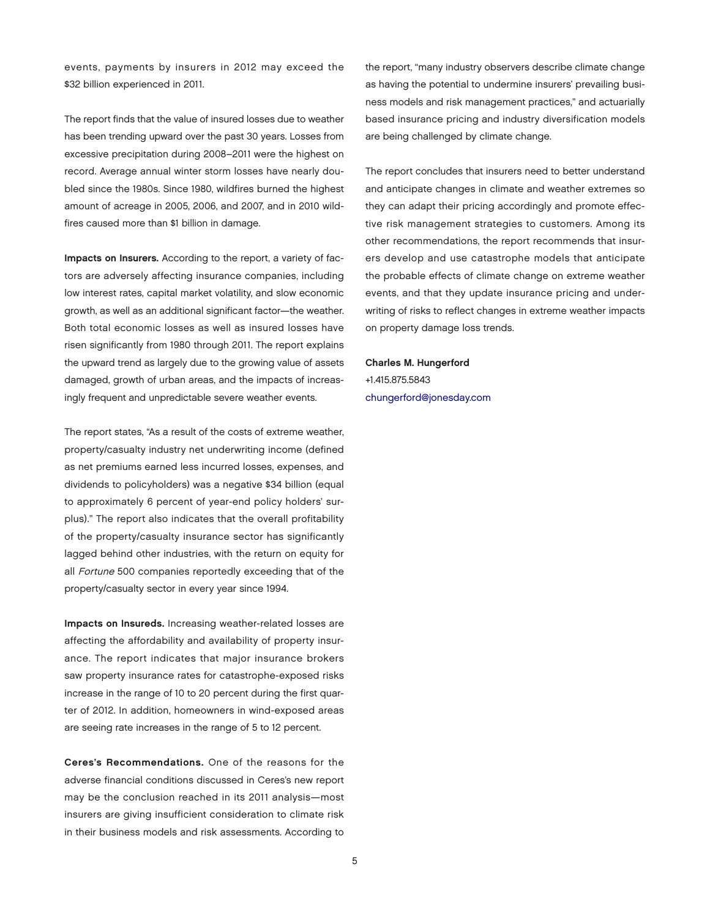events, payments by insurers in 2012 may exceed the $32 billion experienced in 2011.

The report finds that the value of insured losses due to weather has been trending upward over the past 30 years. Losses from excessive precipitation during 2008–2011 were the highest on record. Average annual winter storm losses have nearly doubled since the 1980s. Since 1980, wildfires burned the highest amount of acreage in 2005, 2006, and 2007, and in 2010 wildfires caused more than $1 billion in damage.

**Impacts on Insurers.** According to the report, a variety of factors are adversely affecting insurance companies, including low interest rates, capital market volatility, and slow economic growth, as well as an additional significant factor—the weather. Both total economic losses as well as insured losses have risen significantly from 1980 through 2011. The report explains the upward trend as largely due to the growing value of assets damaged, growth of urban areas, and the impacts of increasingly frequent and unpredictable severe weather events.

The report states, "As a result of the costs of extreme weather, property/casualty industry net underwriting income (defined as net premiums earned less incurred losses, expenses, and dividends to policyholders) was a negative $34 billion (equal to approximately 6 percent of year-end policy holders' surplus)." The report also indicates that the overall profitability of the property/casualty insurance sector has significantly lagged behind other industries, with the return on equity for all *Fortune* 500 companies reportedly exceeding that of the property/casualty sector in every year since 1994.

**Impacts on Insureds.** Increasing weather-related losses are affecting the affordability and availability of property insurance. The report indicates that major insurance brokers saw property insurance rates for catastrophe-exposed risks increase in the range of 10 to 20 percent during the first quarter of 2012. In addition, homeowners in wind-exposed areas are seeing rate increases in the range of 5 to 12 percent.

**Ceres's Recommendations.** One of the reasons for the adverse financial conditions discussed in Ceres's new report may be the conclusion reached in its 2011 analysis—most insurers are giving insufficient consideration to climate risk in their business models and risk assessments. According to the report, "many industry observers describe climate change as having the potential to undermine insurers' prevailing business models and risk management practices," and actuarially based insurance pricing and industry diversification models are being challenged by climate change.

The report concludes that insurers need to better understand and anticipate changes in climate and weather extremes so they can adapt their pricing accordingly and promote effective risk management strategies to customers. Among its other recommendations, the report recommends that insurers develop and use catastrophe models that anticipate the probable effects of climate change on extreme weather events, and that they update insurance pricing and underwriting of risks to reflect changes in extreme weather impacts on property damage loss trends.

**Charles M. Hungerford**
+1.415.875.5843
chungerford@jonesday.com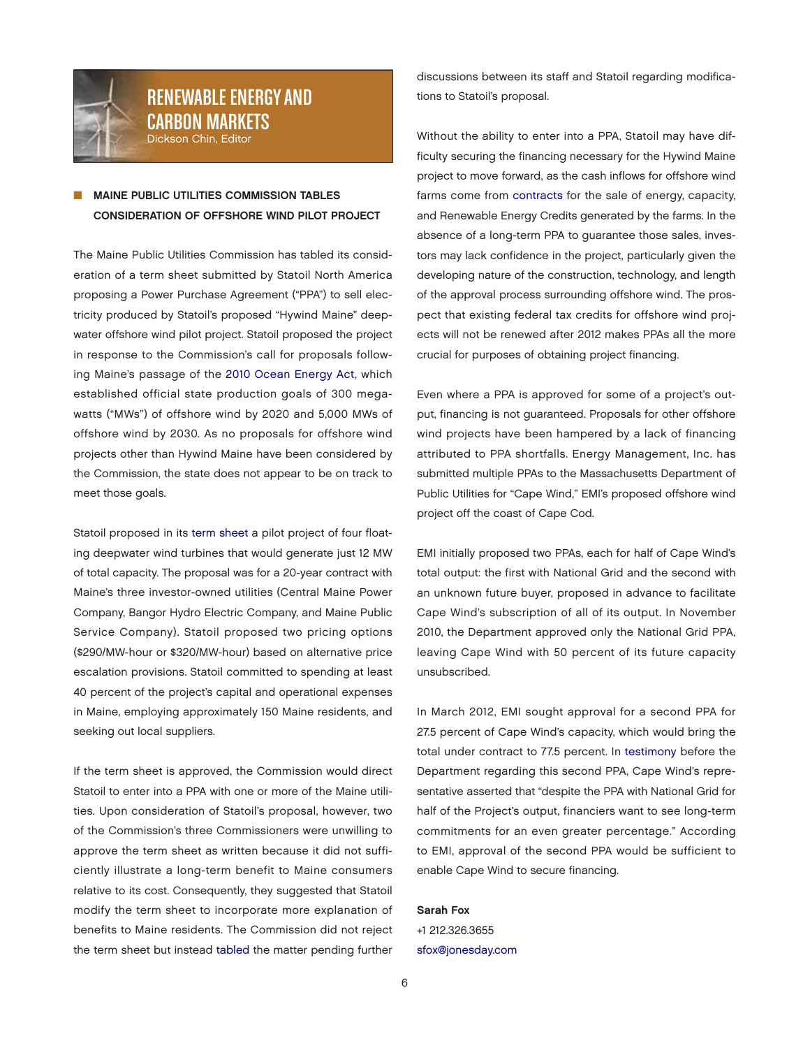# RENEWABLE ENERGY AND CARBON MARKETS

Dickson Chin, Editor

## MAINE PUBLIC UTILITIES COMMISSION TABLES CONSIDERATION OF OFFSHORE WIND PILOT PROJECT

The Maine Public Utilities Commission has tabled its consideration of a term sheet submitted by Statoil North America proposing a Power Purchase Agreement ("PPA") to sell electricity produced by Statoil's proposed "Hywind Maine" deepwater offshore wind pilot project. Statoil proposed the project in response to the Commission's call for proposals following Maine's passage of the 2010 Ocean Energy Act, which established official state production goals of 300 megawatts ("MWs") of offshore wind by 2020 and 5,000 MWs of offshore wind by 2030. As no proposals for offshore wind projects other than Hywind Maine have been considered by the Commission, the state does not appear to be on track to meet those goals.

Statoil proposed in its term sheet a pilot project of four floating deepwater wind turbines that would generate just 12 MW of total capacity. The proposal was for a 20-year contract with Maine's three investor-owned utilities (Central Maine Power Company, Bangor Hydro Electric Company, and Maine Public Service Company). Statoil proposed two pricing options ($290/MW-hour or $320/MW-hour) based on alternative price escalation provisions. Statoil committed to spending at least 40 percent of the project's capital and operational expenses in Maine, employing approximately 150 Maine residents, and seeking out local suppliers.

If the term sheet is approved, the Commission would direct Statoil to enter into a PPA with one or more of the Maine utilities. Upon consideration of Statoil's proposal, however, two of the Commission's three Commissioners were unwilling to approve the term sheet as written because it did not sufficiently illustrate a long-term benefit to Maine consumers relative to its cost. Consequently, they suggested that Statoil modify the term sheet to incorporate more explanation of benefits to Maine residents. The Commission did not reject the term sheet but instead tabled the matter pending further discussions between its staff and Statoil regarding modifications to Statoil's proposal.

Without the ability to enter into a PPA, Statoil may have difficulty securing the financing necessary for the Hywind Maine project to move forward, as the cash inflows for offshore wind farms come from contracts for the sale of energy, capacity, and Renewable Energy Credits generated by the farms. In the absence of a long-term PPA to guarantee those sales, investors may lack confidence in the project, particularly given the developing nature of the construction, technology, and length of the approval process surrounding offshore wind. The prospect that existing federal tax credits for offshore wind projects will not be renewed after 2012 makes PPAs all the more crucial for purposes of obtaining project financing.

Even where a PPA is approved for some of a project's output, financing is not guaranteed. Proposals for other offshore wind projects have been hampered by a lack of financing attributed to PPA shortfalls. Energy Management, Inc. has submitted multiple PPAs to the Massachusetts Department of Public Utilities for "Cape Wind," EMI's proposed offshore wind project off the coast of Cape Cod.

EMI initially proposed two PPAs, each for half of Cape Wind's total output: the first with National Grid and the second with an unknown future buyer, proposed in advance to facilitate Cape Wind's subscription of all of its output. In November 2010, the Department approved only the National Grid PPA, leaving Cape Wind with 50 percent of its future capacity unsubscribed.

In March 2012, EMI sought approval for a second PPA for 27.5 percent of Cape Wind's capacity, which would bring the total under contract to 77.5 percent. In testimony before the Department regarding this second PPA, Cape Wind's representative asserted that "despite the PPA with National Grid for half of the Project's output, financiers want to see long-term commitments for an even greater percentage." According to EMI, approval of the second PPA would be sufficient to enable Cape Wind to secure financing.

**Sarah Fox**
+1 212.326.3655
sfox@jonesday.com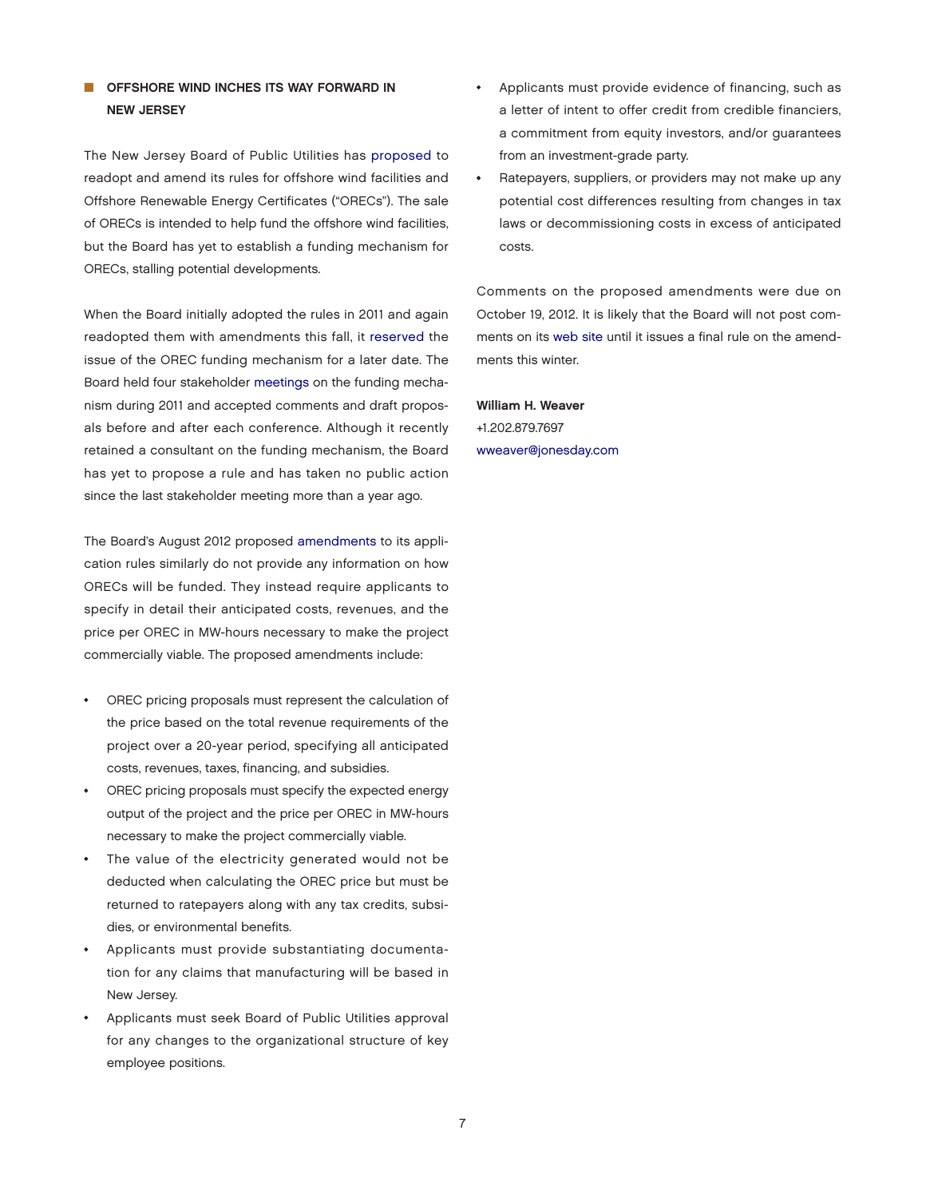## OFFSHORE WIND INCHES ITS WAY FORWARD IN NEW JERSEY

The New Jersey Board of Public Utilities has proposed to readopt and amend its rules for offshore wind facilities and Offshore Renewable Energy Certificates ("ORECs"). The sale of ORECs is intended to help fund the offshore wind facilities, but the Board has yet to establish a funding mechanism for ORECs, stalling potential developments.

When the Board initially adopted the rules in 2011 and again readopted them with amendments this fall, it reserved the issue of the OREC funding mechanism for a later date. The Board held four stakeholder meetings on the funding mechanism during 2011 and accepted comments and draft proposals before and after each conference. Although it recently retained a consultant on the funding mechanism, the Board has yet to propose a rule and has taken no public action since the last stakeholder meeting more than a year ago.

The Board's August 2012 proposed amendments to its application rules similarly do not provide any information on how ORECs will be funded. They instead require applicants to specify in detail their anticipated costs, revenues, and the price per OREC in MW-hours necessary to make the project commercially viable. The proposed amendments include:

- OREC pricing proposals must represent the calculation of the price based on the total revenue requirements of the project over a 20-year period, specifying all anticipated costs, revenues, taxes, financing, and subsidies.
- OREC pricing proposals must specify the expected energy output of the project and the price per OREC in MW-hours necessary to make the project commercially viable.
- The value of the electricity generated would not be deducted when calculating the OREC price but must be returned to ratepayers along with any tax credits, subsidies, or environmental benefits.
- Applicants must provide substantiating documentation for any claims that manufacturing will be based in New Jersey.
- Applicants must seek Board of Public Utilities approval for any changes to the organizational structure of key employee positions.
- Applicants must provide evidence of financing, such as a letter of intent to offer credit from credible financiers, a commitment from equity investors, and/or guarantees from an investment-grade party.
- Ratepayers, suppliers, or providers may not make up any potential cost differences resulting from changes in tax laws or decommissioning costs in excess of anticipated costs.

Comments on the proposed amendments were due on October 19, 2012. It is likely that the Board will not post comments on its web site until it issues a final rule on the amendments this winter.

**William H. Weaver**
+1.202.879.7697
wweaver@jonesday.com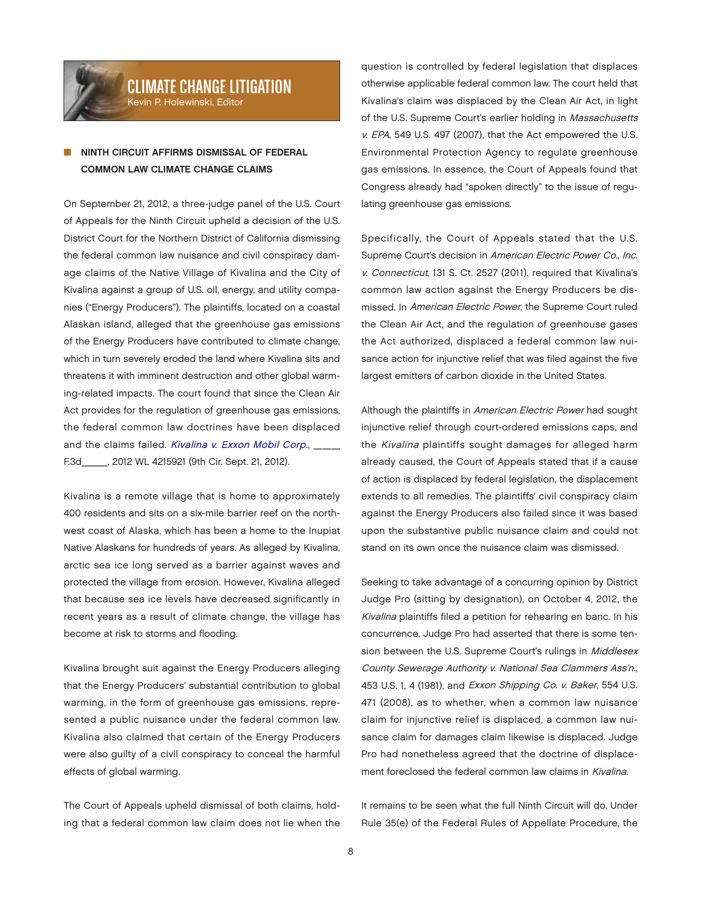## CLIMATE CHANGE LITIGATION

Kevin P. Holewinski, Editor

### NINTH CIRCUIT AFFIRMS DISMISSAL OF FEDERAL COMMON LAW CLIMATE CHANGE CLAIMS

On September 21, 2012, a three-judge panel of the U.S. Court of Appeals for the Ninth Circuit upheld a decision of the U.S. District Court for the Northern District of California dismissing the federal common law nuisance and civil conspiracy damage claims of the Native Village of Kivalina and the City of Kivalina against a group of U.S. oil, energy, and utility companies ("Energy Producers"). The plaintiffs, located on a coastal Alaskan island, alleged that the greenhouse gas emissions of the Energy Producers have contributed to climate change, which in turn severely eroded the land where Kivalina sits and threatens it with imminent destruction and other global warming-related impacts. The court found that since the Clean Air Act provides for the regulation of greenhouse gas emissions, the federal common law doctrines have been displaced and the claims failed. *Kivalina v. Exxon Mobil Corp.*, _____ F.3d_____, 2012 WL 4215921 (9th Cir. Sept. 21, 2012).

Kivalina is a remote village that is home to approximately 400 residents and sits on a six-mile barrier reef on the northwest coast of Alaska, which has been a home to the Inupiat Native Alaskans for hundreds of years. As alleged by Kivalina, arctic sea ice long served as a barrier against waves and protected the village from erosion. However, Kivalina alleged that because sea ice levels have decreased significantly in recent years as a result of climate change, the village has become at risk to storms and flooding.

Kivalina brought suit against the Energy Producers alleging that the Energy Producers' substantial contribution to global warming, in the form of greenhouse gas emissions, represented a public nuisance under the federal common law. Kivalina also claimed that certain of the Energy Producers were also guilty of a civil conspiracy to conceal the harmful effects of global warming.

The Court of Appeals upheld dismissal of both claims, holding that a federal common law claim does not lie when the question is controlled by federal legislation that displaces otherwise applicable federal common law. The court held that Kivalina's claim was displaced by the Clean Air Act, in light of the U.S. Supreme Court's earlier holding in *Massachusetts v. EPA*, 549 U.S. 497 (2007), that the Act empowered the U.S. Environmental Protection Agency to regulate greenhouse gas emissions. In essence, the Court of Appeals found that Congress already had "spoken directly" to the issue of regulating greenhouse gas emissions.

Specifically, the Court of Appeals stated that the U.S. Supreme Court's decision in *American Electric Power Co., Inc. v. Connecticut*, 131 S. Ct. 2527 (2011), required that Kivalina's common law action against the Energy Producers be dismissed. In *American Electric Power*, the Supreme Court ruled the Clean Air Act, and the regulation of greenhouse gases the Act authorized, displaced a federal common law nuisance action for injunctive relief that was filed against the five largest emitters of carbon dioxide in the United States.

Although the plaintiffs in *American Electric Power* had sought injunctive relief through court-ordered emissions caps, and the *Kivalina* plaintiffs sought damages for alleged harm already caused, the Court of Appeals stated that if a cause of action is displaced by federal legislation, the displacement extends to all remedies. The plaintiffs' civil conspiracy claim against the Energy Producers also failed since it was based upon the substantive public nuisance claim and could not stand on its own once the nuisance claim was dismissed.

Seeking to take advantage of a concurring opinion by District Judge Pro (sitting by designation), on October 4, 2012, the *Kivalina* plaintiffs filed a petition for rehearing en banc. In his concurrence, Judge Pro had asserted that there is some tension between the U.S. Supreme Court's rulings in *Middlesex County Sewerage Authority v. National Sea Clammers Ass'n.*, 453 U.S. 1, 4 (1981), and *Exxon Shipping Co. v. Baker*, 554 U.S. 471 (2008), as to whether, when a common law nuisance claim for injunctive relief is displaced, a common law nuisance claim for damages claim likewise is displaced. Judge Pro had nonetheless agreed that the doctrine of displacement foreclosed the federal common law claims in *Kivalina*.

It remains to be seen what the full Ninth Circuit will do. Under Rule 35(e) of the Federal Rules of Appellate Procedure, the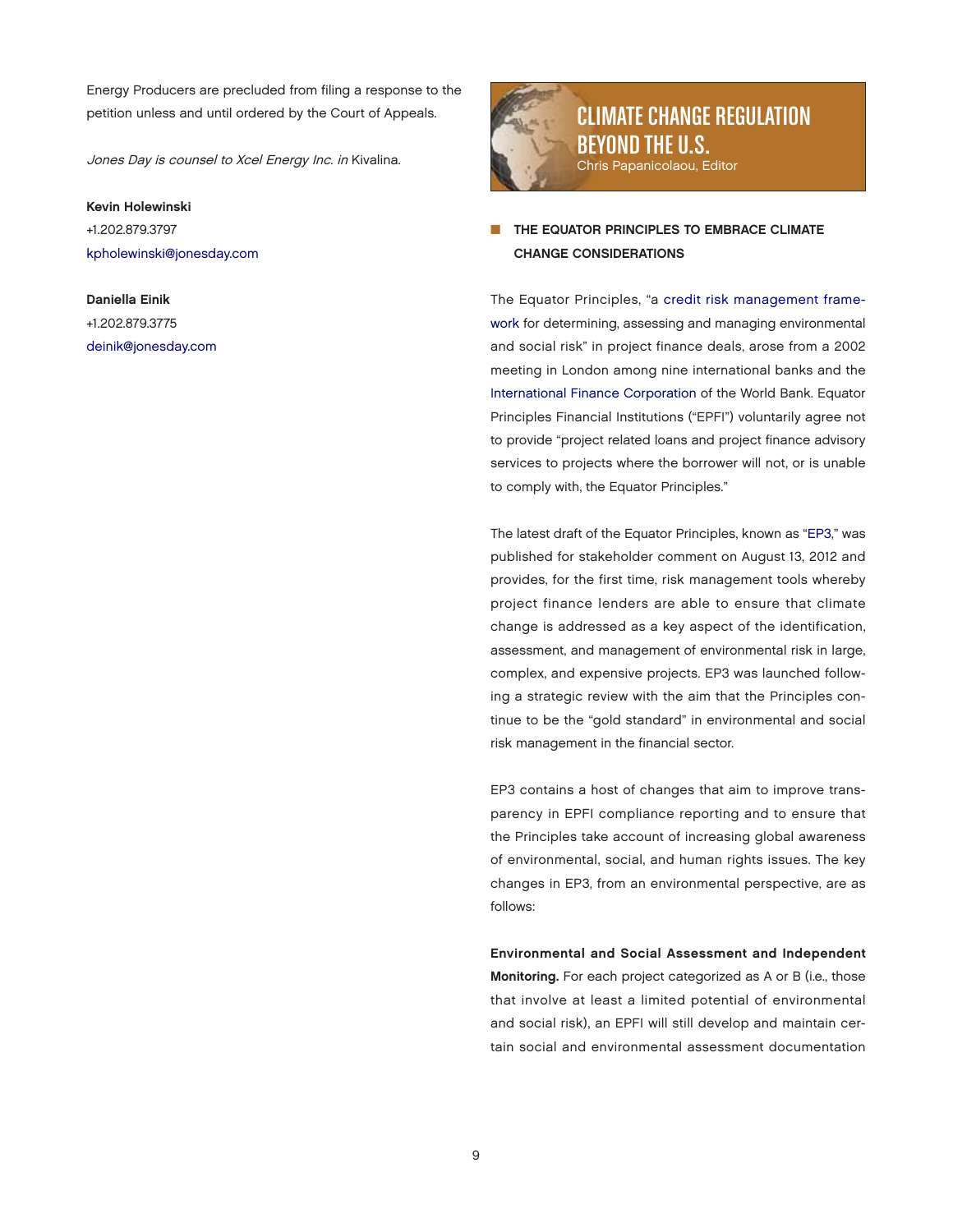Energy Producers are precluded from filing a response to the petition unless and until ordered by the Court of Appeals.

*Jones Day is counsel to Xcel Energy Inc. in* Kivalina.

**Kevin Holewinski**
+1.202.879.3797
kpholewinski@jonesday.com

**Daniella Einik**
+1.202.879.3775
deinik@jonesday.com

# CLIMATE CHANGE REGULATION BEYOND THE U.S.

Chris Papanicolaou, Editor

## THE EQUATOR PRINCIPLES TO EMBRACE CLIMATE CHANGE CONSIDERATIONS

The Equator Principles, "a credit risk management framework for determining, assessing and managing environmental and social risk" in project finance deals, arose from a 2002 meeting in London among nine international banks and the International Finance Corporation of the World Bank. Equator Principles Financial Institutions ("EPFI") voluntarily agree not to provide "project related loans and project finance advisory services to projects where the borrower will not, or is unable to comply with, the Equator Principles."

The latest draft of the Equator Principles, known as "EP3," was published for stakeholder comment on August 13, 2012 and provides, for the first time, risk management tools whereby project finance lenders are able to ensure that climate change is addressed as a key aspect of the identification, assessment, and management of environmental risk in large, complex, and expensive projects. EP3 was launched following a strategic review with the aim that the Principles continue to be the "gold standard" in environmental and social risk management in the financial sector.

EP3 contains a host of changes that aim to improve transparency in EPFI compliance reporting and to ensure that the Principles take account of increasing global awareness of environmental, social, and human rights issues. The key changes in EP3, from an environmental perspective, are as follows:

**Environmental and Social Assessment and Independent Monitoring.** For each project categorized as A or B (i.e., those that involve at least a limited potential of environmental and social risk), an EPFI will still develop and maintain certain social and environmental assessment documentation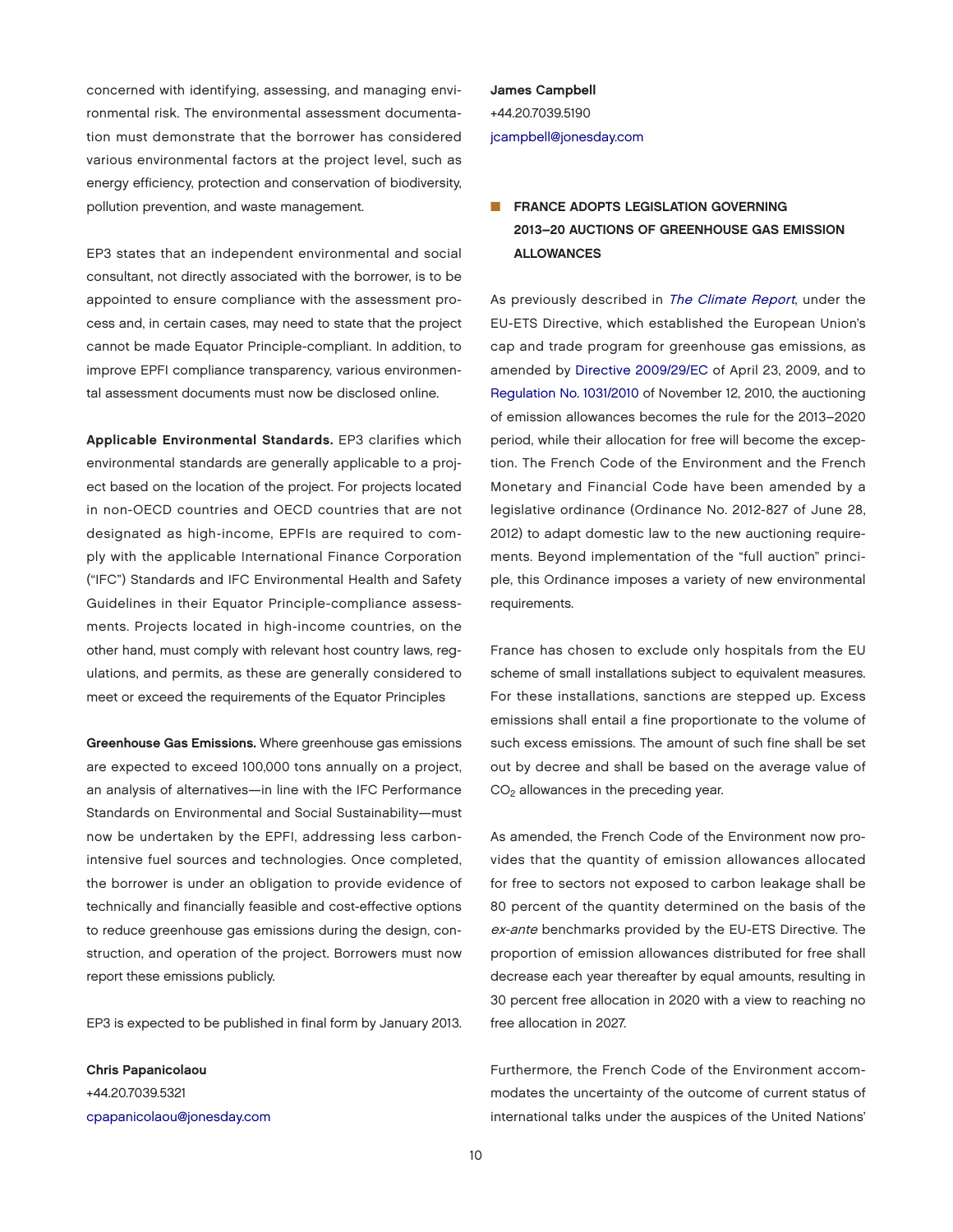concerned with identifying, assessing, and managing environmental risk. The environmental assessment documentation must demonstrate that the borrower has considered various environmental factors at the project level, such as energy efficiency, protection and conservation of biodiversity, pollution prevention, and waste management.

EP3 states that an independent environmental and social consultant, not directly associated with the borrower, is to be appointed to ensure compliance with the assessment process and, in certain cases, may need to state that the project cannot be made Equator Principle-compliant. In addition, to improve EPFI compliance transparency, various environmental assessment documents must now be disclosed online.

**Applicable Environmental Standards.** EP3 clarifies which environmental standards are generally applicable to a project based on the location of the project. For projects located in non-OECD countries and OECD countries that are not designated as high-income, EPFIs are required to comply with the applicable International Finance Corporation ("IFC") Standards and IFC Environmental Health and Safety Guidelines in their Equator Principle-compliance assessments. Projects located in high-income countries, on the other hand, must comply with relevant host country laws, regulations, and permits, as these are generally considered to meet or exceed the requirements of the Equator Principles

**Greenhouse Gas Emissions.** Where greenhouse gas emissions are expected to exceed 100,000 tons annually on a project, an analysis of alternatives—in line with the IFC Performance Standards on Environmental and Social Sustainability—must now be undertaken by the EPFI, addressing less carbon-intensive fuel sources and technologies. Once completed, the borrower is under an obligation to provide evidence of technically and financially feasible and cost-effective options to reduce greenhouse gas emissions during the design, construction, and operation of the project. Borrowers must now report these emissions publicly.

EP3 is expected to be published in final form by January 2013.

**Chris Papanicolaou**
+44.20.7039.5321
cpapanicolaou@jonesday.com

**James Campbell**
+44.20.7039.5190
jcampbell@jonesday.com

## FRANCE ADOPTS LEGISLATION GOVERNING 2013–20 AUCTIONS OF GREENHOUSE GAS EMISSION ALLOWANCES

As previously described in *The Climate Report*, under the EU-ETS Directive, which established the European Union's cap and trade program for greenhouse gas emissions, as amended by Directive 2009/29/EC of April 23, 2009, and to Regulation No. 1031/2010 of November 12, 2010, the auctioning of emission allowances becomes the rule for the 2013–2020 period, while their allocation for free will become the exception. The French Code of the Environment and the French Monetary and Financial Code have been amended by a legislative ordinance (Ordinance No. 2012-827 of June 28, 2012) to adapt domestic law to the new auctioning requirements. Beyond implementation of the "full auction" principle, this Ordinance imposes a variety of new environmental requirements.

France has chosen to exclude only hospitals from the EU scheme of small installations subject to equivalent measures. For these installations, sanctions are stepped up. Excess emissions shall entail a fine proportionate to the volume of such excess emissions. The amount of such fine shall be set out by decree and shall be based on the average value of $CO_2$ allowances in the preceding year.

As amended, the French Code of the Environment now provides that the quantity of emission allowances allocated for free to sectors not exposed to carbon leakage shall be 80 percent of the quantity determined on the basis of the *ex-ante* benchmarks provided by the EU-ETS Directive. The proportion of emission allowances distributed for free shall decrease each year thereafter by equal amounts, resulting in 30 percent free allocation in 2020 with a view to reaching no free allocation in 2027.

Furthermore, the French Code of the Environment accommodates the uncertainty of the outcome of current status of international talks under the auspices of the United Nations'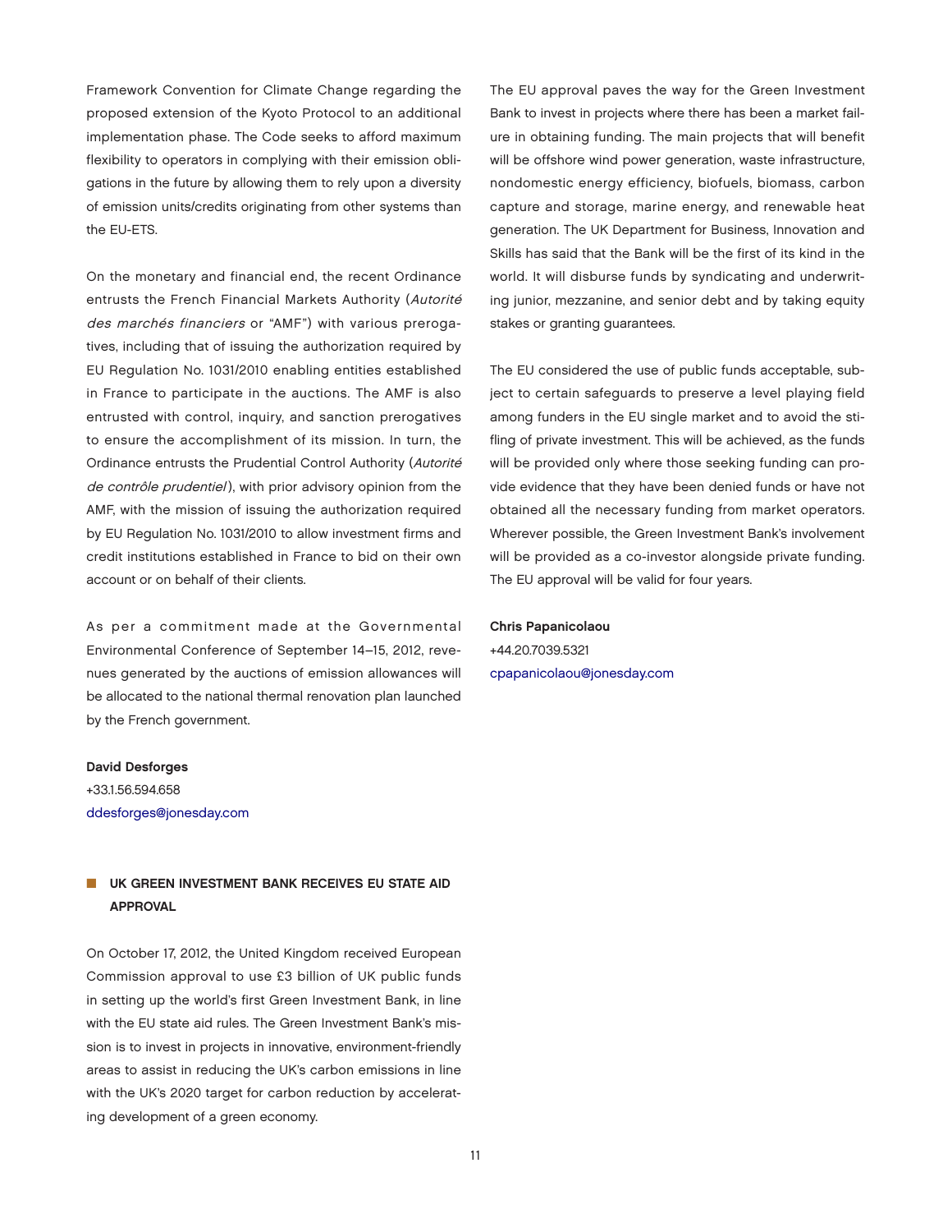Framework Convention for Climate Change regarding the proposed extension of the Kyoto Protocol to an additional implementation phase. The Code seeks to afford maximum flexibility to operators in complying with their emission obligations in the future by allowing them to rely upon a diversity of emission units/credits originating from other systems than the EU-ETS.

On the monetary and financial end, the recent Ordinance entrusts the French Financial Markets Authority (*Autorité des marchés financiers* or "AMF") with various prerogatives, including that of issuing the authorization required by EU Regulation No. 1031/2010 enabling entities established in France to participate in the auctions. The AMF is also entrusted with control, inquiry, and sanction prerogatives to ensure the accomplishment of its mission. In turn, the Ordinance entrusts the Prudential Control Authority (*Autorité de contrôle prudentiel*), with prior advisory opinion from the AMF, with the mission of issuing the authorization required by EU Regulation No. 1031/2010 to allow investment firms and credit institutions established in France to bid on their own account or on behalf of their clients.

As per a commitment made at the Governmental Environmental Conference of September 14–15, 2012, revenues generated by the auctions of emission allowances will be allocated to the national thermal renovation plan launched by the French government.

**David Desforges**
+33.1.56.594.658
ddesforges@jonesday.com

## UK GREEN INVESTMENT BANK RECEIVES EU STATE AID APPROVAL

On October 17, 2012, the United Kingdom received European Commission approval to use £3 billion of UK public funds in setting up the world's first Green Investment Bank, in line with the EU state aid rules. The Green Investment Bank's mission is to invest in projects in innovative, environment-friendly areas to assist in reducing the UK's carbon emissions in line with the UK's 2020 target for carbon reduction by accelerating development of a green economy.

The EU approval paves the way for the Green Investment Bank to invest in projects where there has been a market failure in obtaining funding. The main projects that will benefit will be offshore wind power generation, waste infrastructure, nondomestic energy efficiency, biofuels, biomass, carbon capture and storage, marine energy, and renewable heat generation. The UK Department for Business, Innovation and Skills has said that the Bank will be the first of its kind in the world. It will disburse funds by syndicating and underwriting junior, mezzanine, and senior debt and by taking equity stakes or granting guarantees.

The EU considered the use of public funds acceptable, subject to certain safeguards to preserve a level playing field among funders in the EU single market and to avoid the stifling of private investment. This will be achieved, as the funds will be provided only where those seeking funding can provide evidence that they have been denied funds or have not obtained all the necessary funding from market operators. Wherever possible, the Green Investment Bank's involvement will be provided as a co-investor alongside private funding. The EU approval will be valid for four years.

**Chris Papanicolaou**
+44.20.7039.5321
cpapanicolaou@jonesday.com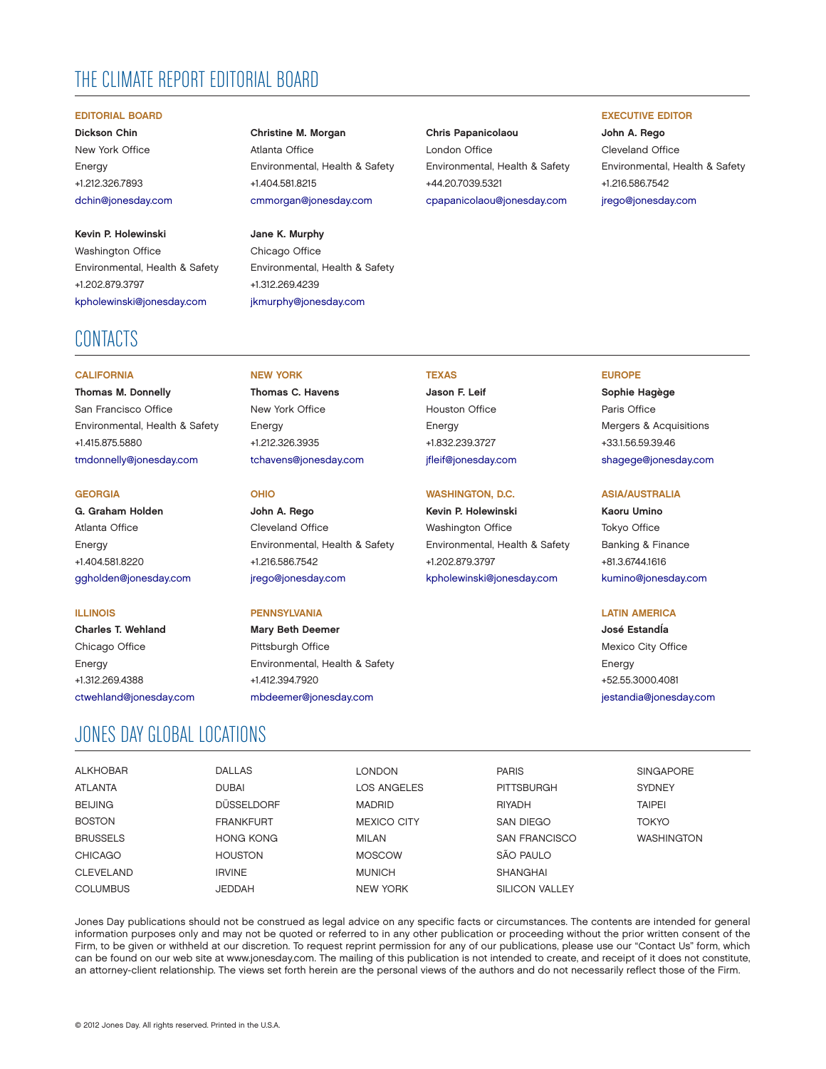# THE CLIMATE REPORT EDITORIAL BOARD

### EDITORIAL BOARD

**Dickson Chin**
New York Office
Energy
+1.212.326.7893
dchin@jonesday.com

**Kevin P. Holewinski**
Washington Office
Environmental, Health & Safety
+1.202.879.3797
kpholewinski@jonesday.com

**Christine M. Morgan**
Atlanta Office
Environmental, Health & Safety
+1.404.581.8215
cmmorgan@jonesday.com

**Jane K. Murphy**
Chicago Office
Environmental, Health & Safety
+1.312.269.4239
jkmurphy@jonesday.com

**Chris Papanicolaou**
London Office
Environmental, Health & Safety
+44.20.7039.5321
cpapanicolaou@jonesday.com

### EXECUTIVE EDITOR

**John A. Rego**
Cleveland Office
Environmental, Health & Safety
+1.216.586.7542
jrego@jonesday.com

# CONTACTS

### CALIFORNIA

**Thomas M. Donnelly**
San Francisco Office
Environmental, Health & Safety
+1.415.875.5880
tmdonnelly@jonesday.com

### GEORGIA

**G. Graham Holden**
Atlanta Office
Energy
+1.404.581.8220
ggholden@jonesday.com

### ILLINOIS

**Charles T. Wehland**
Chicago Office
Energy
+1.312.269.4388
ctwehland@jonesday.com

### NEW YORK

**Thomas C. Havens**
New York Office
Energy
+1.212.326.3935
tchavens@jonesday.com

### OHIO

**John A. Rego**
Cleveland Office
Environmental, Health & Safety
+1.216.586.7542
jrego@jonesday.com

### PENNSYLVANIA

**Mary Beth Deemer**
Pittsburgh Office
Environmental, Health & Safety
+1.412.394.7920
mbdeemer@jonesday.com

### TEXAS

**Jason F. Leif**
Houston Office
Energy
+1.832.239.3727
jfleif@jonesday.com

### WASHINGTON, D.C.

**Kevin P. Holewinski**
Washington Office
Environmental, Health & Safety
+1.202.879.3797
kpholewinski@jonesday.com

### EUROPE

**Sophie Hagège**
Paris Office
Mergers & Acquisitions
+33.1.56.59.39.46
shagege@jonesday.com

### ASIA/AUSTRALIA

**Kaoru Umino**
Tokyo Office
Banking & Finance
+81.3.6744.1616
kumino@jonesday.com

### LATIN AMERICA

**José Estandía**
Mexico City Office
Energy
+52.55.3000.4081
jestandia@jonesday.com

# JONES DAY GLOBAL LOCATIONS

ALKHOBAR
ATLANTA
BEIJING
BOSTON
BRUSSELS
CHICAGO
CLEVELAND
COLUMBUS
DALLAS
DUBAI
DÜSSELDORF
FRANKFURT
HONG KONG
HOUSTON
IRVINE
JEDDAH
LONDON
LOS ANGELES
MADRID
MEXICO CITY
MILAN
MOSCOW
MUNICH
NEW YORK
PARIS
PITTSBURGH
RIYADH
SAN DIEGO
SAN FRANCISCO
SÃO PAULO
SHANGHAI
SILICON VALLEY
SINGAPORE
SYDNEY
TAIPEI
TOKYO
WASHINGTON

Jones Day publications should not be construed as legal advice on any specific facts or circumstances. The contents are intended for general information purposes only and may not be quoted or referred to in any other publication or proceeding without the prior written consent of the Firm, to be given or withheld at our discretion. To request reprint permission for any of our publications, please use our "Contact Us" form, which can be found on our web site at www.jonesday.com. The mailing of this publication is not intended to create, and receipt of it does not constitute, an attorney-client relationship. The views set forth herein are the personal views of the authors and do not necessarily reflect those of the Firm.

© 2012 Jones Day. All rights reserved. Printed in the U.S.A.